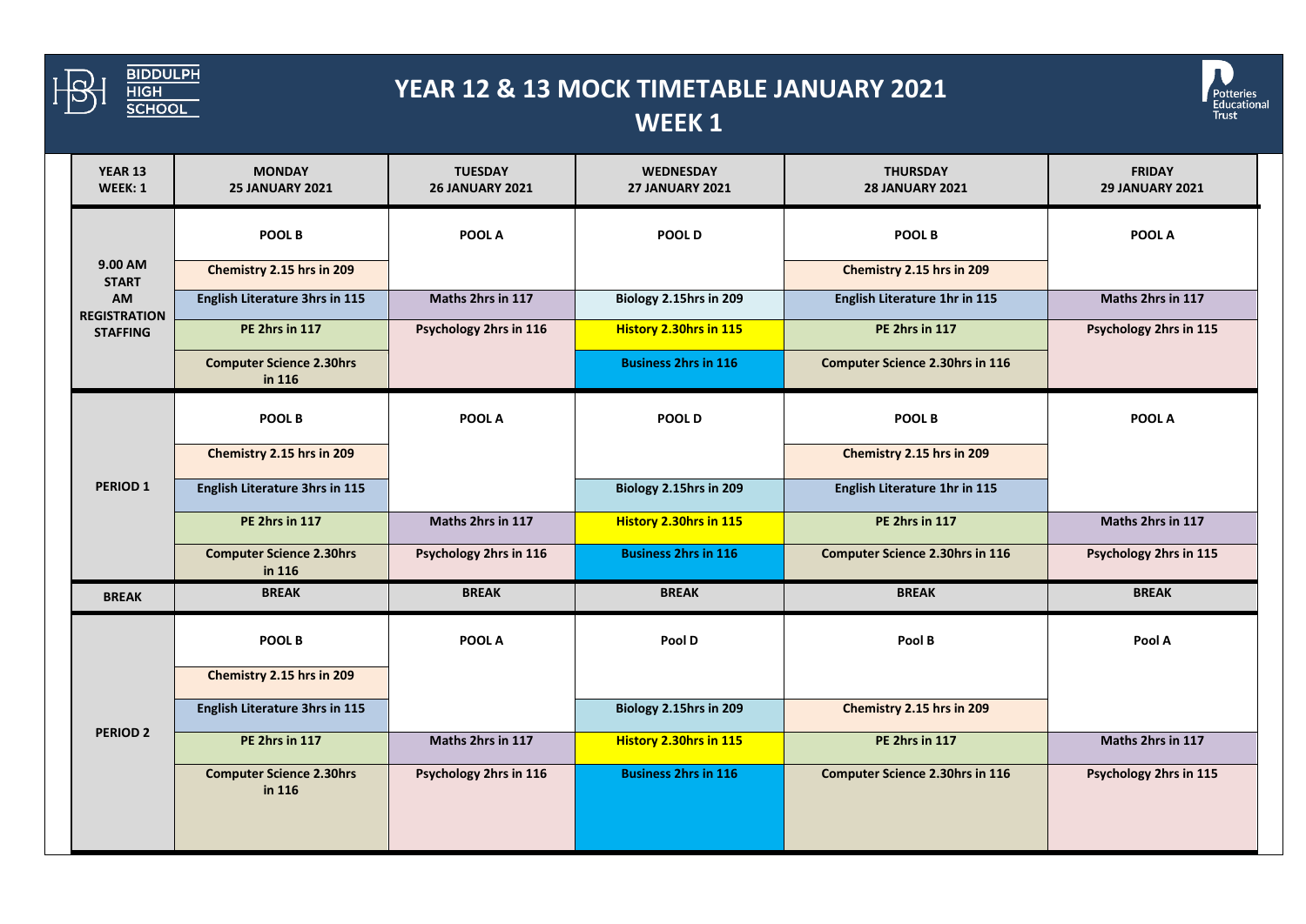# YEAR 12 & 13 MOCK TIMETABLE JANUARY 2021
## WEEK 1

| YEAR 13 WEEK: 1 | MONDAY 25 JANUARY 2021 | TUESDAY 26 JANUARY 2021 | WEDNESDAY 27 JANUARY 2021 | THURSDAY 28 JANUARY 2021 | FRIDAY 29 JANUARY 2021 |
|---|---|---|---|---|---|
| 9.00 AM START AM REGISTRATION STAFFING | POOL B | POOL A | POOL D | POOL B | POOL A |
| | Chemistry 2.15 hrs in 209 | | | Chemistry 2.15 hrs in 209 | |
| | English Literature 3hrs in 115 | Maths 2hrs in 117 | Biology 2.15hrs in 209 | English Literature 1hr in 115 | Maths 2hrs in 117 |
| | PE 2hrs in 117 | Psychology 2hrs in 116 | History 2.30hrs in 115 | PE 2hrs in 117 | Psychology 2hrs in 115 |
| | Computer Science 2.30hrs in 116 | | Business 2hrs in 116 | Computer Science 2.30hrs in 116 | |
| PERIOD 1 | POOL B | POOL A | POOL D | POOL B | POOL A |
| | Chemistry 2.15 hrs in 209 | | | Chemistry 2.15 hrs in 209 | |
| | English Literature 3hrs in 115 | | Biology 2.15hrs in 209 | English Literature 1hr in 115 | |
| | PE 2hrs in 117 | Maths 2hrs in 117 | History 2.30hrs in 115 | PE 2hrs in 117 | Maths 2hrs in 117 |
| | Computer Science 2.30hrs in 116 | Psychology 2hrs in 116 | Business 2hrs in 116 | Computer Science 2.30hrs in 116 | Psychology 2hrs in 115 |
| BREAK | BREAK | BREAK | BREAK | BREAK | BREAK |
| PERIOD 2 | POOL B | POOL A | Pool D | Pool B | Pool A |
| | Chemistry 2.15 hrs in 209 | | | | |
| | English Literature 3hrs in 115 | | Biology 2.15hrs in 209 | Chemistry 2.15 hrs in 209 | |
| | PE 2hrs in 117 | Maths 2hrs in 117 | History 2.30hrs in 115 | PE 2hrs in 117 | Maths 2hrs in 117 |
| | Computer Science 2.30hrs in 116 | Psychology 2hrs in 116 | Business 2hrs in 116 | Computer Science 2.30hrs in 116 | Psychology 2hrs in 115 |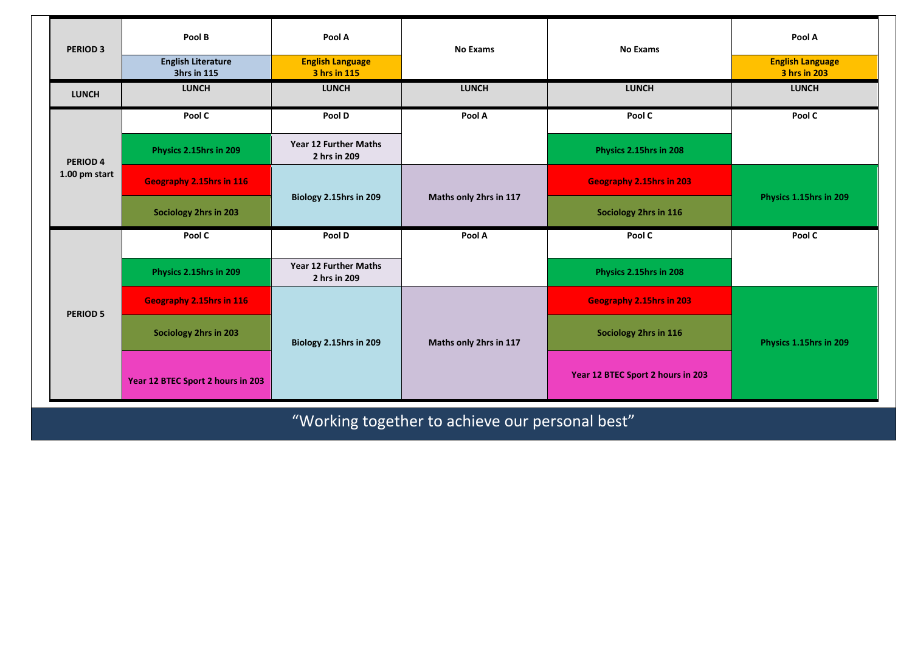| | | | | | |
|---|---|---|---|---|---|
| **PERIOD 3** | Pool B<br>English Literature 3hrs in 115 | Pool A<br>English Language 3 hrs in 115 | No Exams | No Exams | Pool A<br>English Language 3 hrs in 203 |
| **LUNCH** | LUNCH | LUNCH | LUNCH | LUNCH | LUNCH |
| **PERIOD 4 1.00 pm start** | Pool C<br>Physics 2.15hrs in 209<br>Geography 2.15hrs in 116<br>Sociology 2hrs in 203 | Pool D<br>Year 12 Further Maths 2 hrs in 209<br>Biology 2.15hrs in 209 | Pool A<br>Maths only 2hrs in 117 | Pool C<br>Physics 2.15hrs in 208<br>Geography 2.15hrs in 203<br>Sociology 2hrs in 116 | Pool C<br>Physics 1.15hrs in 209 |
| **PERIOD 5** | Pool C<br>Physics 2.15hrs in 209<br>Geography 2.15hrs in 116<br>Sociology 2hrs in 203<br>Year 12 BTEC Sport 2 hours in 203 | Pool D<br>Year 12 Further Maths 2 hrs in 209<br>Biology 2.15hrs in 209 | Pool A<br>Maths only 2hrs in 117 | Pool C<br>Physics 2.15hrs in 208<br>Geography 2.15hrs in 203<br>Sociology 2hrs in 116<br>Year 12 BTEC Sport 2 hours in 203 | Pool C<br>Physics 1.15hrs in 209 |

"Working together to achieve our personal best"